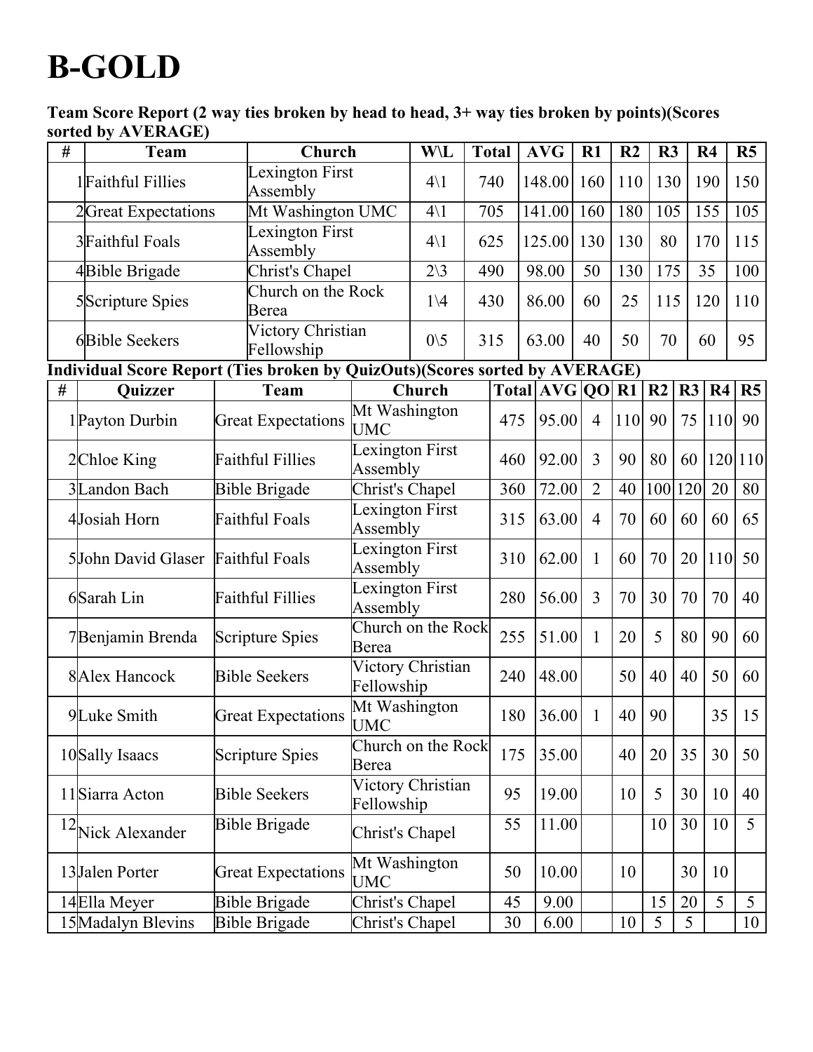# B-GOLD

**Team Score Report (2 way ties broken by head to head, 3+ way ties broken by points)(Scores sorted by AVERAGE)**

| # | Team | Church | W\L | Total | AVG | R1 | R2 | R3 | R4 | R5 |
|---|---|---|---|---|---|---|---|---|---|---|
| 1 | Faithful Fillies | Lexington First Assembly | 4\1 | 740 | 148.00 | 160 | 110 | 130 | 190 | 150 |
| 2 | Great Expectations | Mt Washington UMC | 4\1 | 705 | 141.00 | 160 | 180 | 105 | 155 | 105 |
| 3 | Faithful Foals | Lexington First Assembly | 4\1 | 625 | 125.00 | 130 | 130 | 80 | 170 | 115 |
| 4 | Bible Brigade | Christ's Chapel | 2\3 | 490 | 98.00 | 50 | 130 | 175 | 35 | 100 |
| 5 | Scripture Spies | Church on the Rock Berea | 1\4 | 430 | 86.00 | 60 | 25 | 115 | 120 | 110 |
| 6 | Bible Seekers | Victory Christian Fellowship | 0\5 | 315 | 63.00 | 40 | 50 | 70 | 60 | 95 |

**Individual Score Report (Ties broken by QuizOuts)(Scores sorted by AVERAGE)**

| # | Quizzer | Team | Church | Total | AVG | QO | R1 | R2 | R3 | R4 | R5 |
|---|---|---|---|---|---|---|---|---|---|---|---|
| 1 | Payton Durbin | Great Expectations | Mt Washington UMC | 475 | 95.00 | 4 | 110 | 90 | 75 | 110 | 90 |
| 2 | Chloe King | Faithful Fillies | Lexington First Assembly | 460 | 92.00 | 3 | 90 | 80 | 60 | 120 | 110 |
| 3 | Landon Bach | Bible Brigade | Christ's Chapel | 360 | 72.00 | 2 | 40 | 100 | 120 | 20 | 80 |
| 4 | Josiah Horn | Faithful Foals | Lexington First Assembly | 315 | 63.00 | 4 | 70 | 60 | 60 | 60 | 65 |
| 5 | John David Glaser | Faithful Foals | Lexington First Assembly | 310 | 62.00 | 1 | 60 | 70 | 20 | 110 | 50 |
| 6 | Sarah Lin | Faithful Fillies | Lexington First Assembly | 280 | 56.00 | 3 | 70 | 30 | 70 | 70 | 40 |
| 7 | Benjamin Brenda | Scripture Spies | Church on the Rock Berea | 255 | 51.00 | 1 | 20 | 5 | 80 | 90 | 60 |
| 8 | Alex Hancock | Bible Seekers | Victory Christian Fellowship | 240 | 48.00 | | 50 | 40 | 40 | 50 | 60 |
| 9 | Luke Smith | Great Expectations | Mt Washington UMC | 180 | 36.00 | 1 | 40 | 90 | | 35 | 15 |
| 10 | Sally Isaacs | Scripture Spies | Church on the Rock Berea | 175 | 35.00 | | 40 | 20 | 35 | 30 | 50 |
| 11 | Siarra Acton | Bible Seekers | Victory Christian Fellowship | 95 | 19.00 | | 10 | 5 | 30 | 10 | 40 |
| 12 | Nick Alexander | Bible Brigade | Christ's Chapel | 55 | 11.00 | | | 10 | 30 | 10 | 5 |
| 13 | Jalen Porter | Great Expectations | Mt Washington UMC | 50 | 10.00 | | 10 | | 30 | 10 | |
| 14 | Ella Meyer | Bible Brigade | Christ's Chapel | 45 | 9.00 | | | 15 | 20 | 5 | 5 |
| 15 | Madalyn Blevins | Bible Brigade | Christ's Chapel | 30 | 6.00 | | 10 | 5 | 5 | | 10 |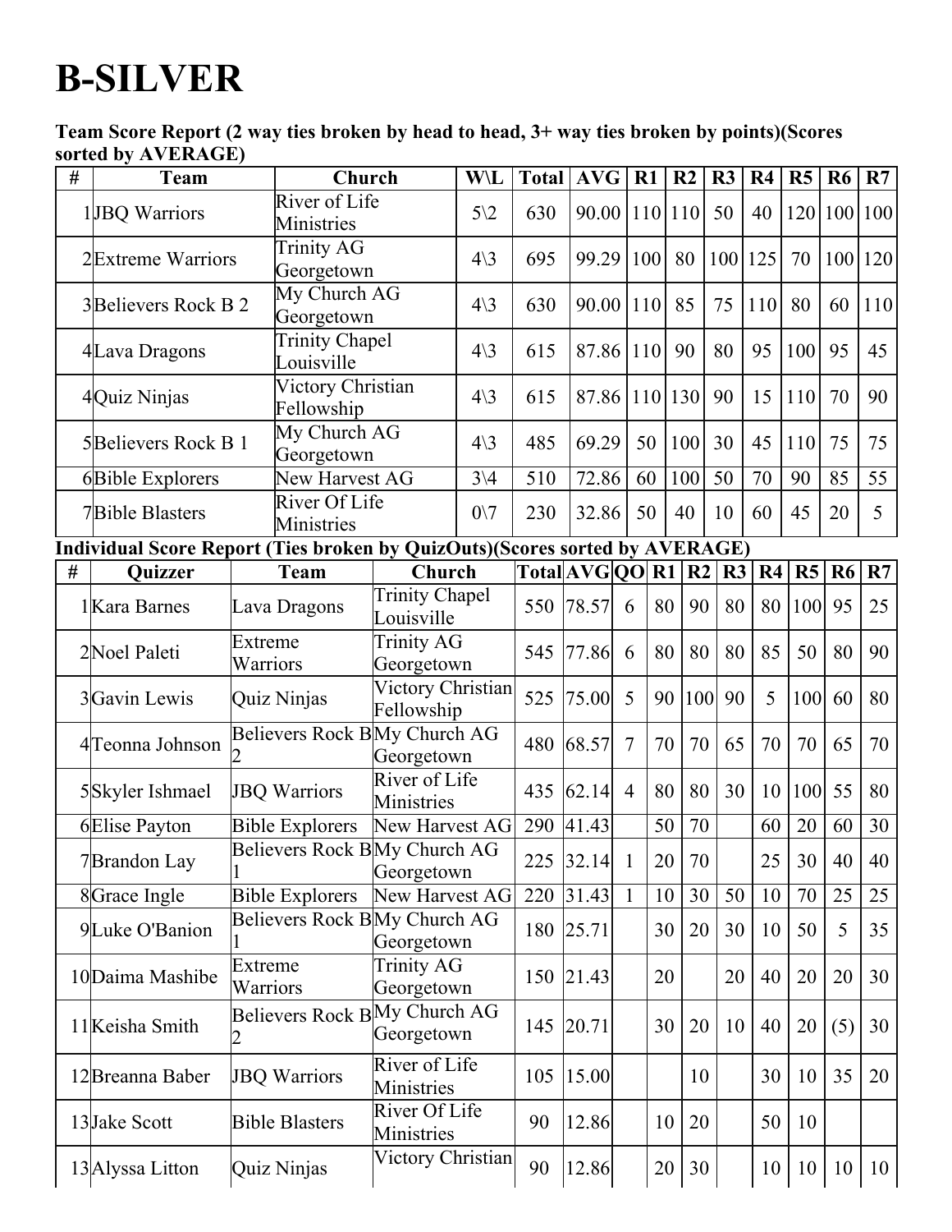# B-SILVER

**Team Score Report (2 way ties broken by head to head, 3+ way ties broken by points)(Scores sorted by AVERAGE)**

| # | Team | Church | W\L | Total | AVG | R1 | R2 | R3 | R4 | R5 | R6 | R7 |
|---|---|---|---|---|---|---|---|---|---|---|---|---|
| 1 | JBQ Warriors | River of Life Ministries | 5\2 | 630 | 90.00 | 110 | 110 | 50 | 40 | 120 | 100 | 100 |
| 2 | Extreme Warriors | Trinity AG Georgetown | 4\3 | 695 | 99.29 | 100 | 80 | 100 | 125 | 70 | 100 | 120 |
| 3 | Believers Rock B 2 | My Church AG Georgetown | 4\3 | 630 | 90.00 | 110 | 85 | 75 | 110 | 80 | 60 | 110 |
| 4 | Lava Dragons | Trinity Chapel Louisville | 4\3 | 615 | 87.86 | 110 | 90 | 80 | 95 | 100 | 95 | 45 |
| 4 | Quiz Ninjas | Victory Christian Fellowship | 4\3 | 615 | 87.86 | 110 | 130 | 90 | 15 | 110 | 70 | 90 |
| 5 | Believers Rock B 1 | My Church AG Georgetown | 4\3 | 485 | 69.29 | 50 | 100 | 30 | 45 | 110 | 75 | 75 |
| 6 | Bible Explorers | New Harvest AG | 3\4 | 510 | 72.86 | 60 | 100 | 50 | 70 | 90 | 85 | 55 |
| 7 | Bible Blasters | River Of Life Ministries | 0\7 | 230 | 32.86 | 50 | 40 | 10 | 60 | 45 | 20 | 5 |

**Individual Score Report (Ties broken by QuizOuts)(Scores sorted by AVERAGE)**

| # | Quizzer | Team | Church | Total | AVG | QO | R1 | R2 | R3 | R4 | R5 | R6 | R7 |
|---|---|---|---|---|---|---|---|---|---|---|---|---|---|
| 1 | Kara Barnes | Lava Dragons | Trinity Chapel Louisville | 550 | 78.57 | 6 | 80 | 90 | 80 | 80 | 100 | 95 | 25 |
| 2 | Noel Paleti | Extreme Warriors | Trinity AG Georgetown | 545 | 77.86 | 6 | 80 | 80 | 80 | 85 | 50 | 80 | 90 |
| 3 | Gavin Lewis | Quiz Ninjas | Victory Christian Fellowship | 525 | 75.00 | 5 | 90 | 100 | 90 | 5 | 100 | 60 | 80 |
| 4 | Teonna Johnson | Believers Rock B 2 | My Church AG Georgetown | 480 | 68.57 | 7 | 70 | 70 | 65 | 70 | 70 | 65 | 70 |
| 5 | Skyler Ishmael | JBQ Warriors | River of Life Ministries | 435 | 62.14 | 4 | 80 | 80 | 30 | 10 | 100 | 55 | 80 |
| 6 | Elise Payton | Bible Explorers | New Harvest AG | 290 | 41.43 | | 50 | 70 | | 60 | 20 | 60 | 30 |
| 7 | Brandon Lay | Believers Rock B 1 | My Church AG Georgetown | 225 | 32.14 | 1 | 20 | 70 | | 25 | 30 | 40 | 40 |
| 8 | Grace Ingle | Bible Explorers | New Harvest AG | 220 | 31.43 | 1 | 10 | 30 | 50 | 10 | 70 | 25 | 25 |
| 9 | Luke O'Banion | Believers Rock B 1 | My Church AG Georgetown | 180 | 25.71 | | 30 | 20 | 30 | 10 | 50 | 5 | 35 |
| 10 | Daima Mashibe | Extreme Warriors | Trinity AG Georgetown | 150 | 21.43 | | 20 | | 20 | 40 | 20 | 20 | 30 |
| 11 | Keisha Smith | Believers Rock B 2 | My Church AG Georgetown | 145 | 20.71 | | 30 | 20 | 10 | 40 | 20 | (5) | 30 |
| 12 | Breanna Baber | JBQ Warriors | River of Life Ministries | 105 | 15.00 | | | 10 | | 30 | 10 | 35 | 20 |
| 13 | Jake Scott | Bible Blasters | River Of Life Ministries | 90 | 12.86 | | 10 | 20 | | 50 | 10 | | |
| 13 | Alyssa Litton | Quiz Ninjas | Victory Christian | 90 | 12.86 | | 20 | 30 | | 10 | 10 | 10 | 10 |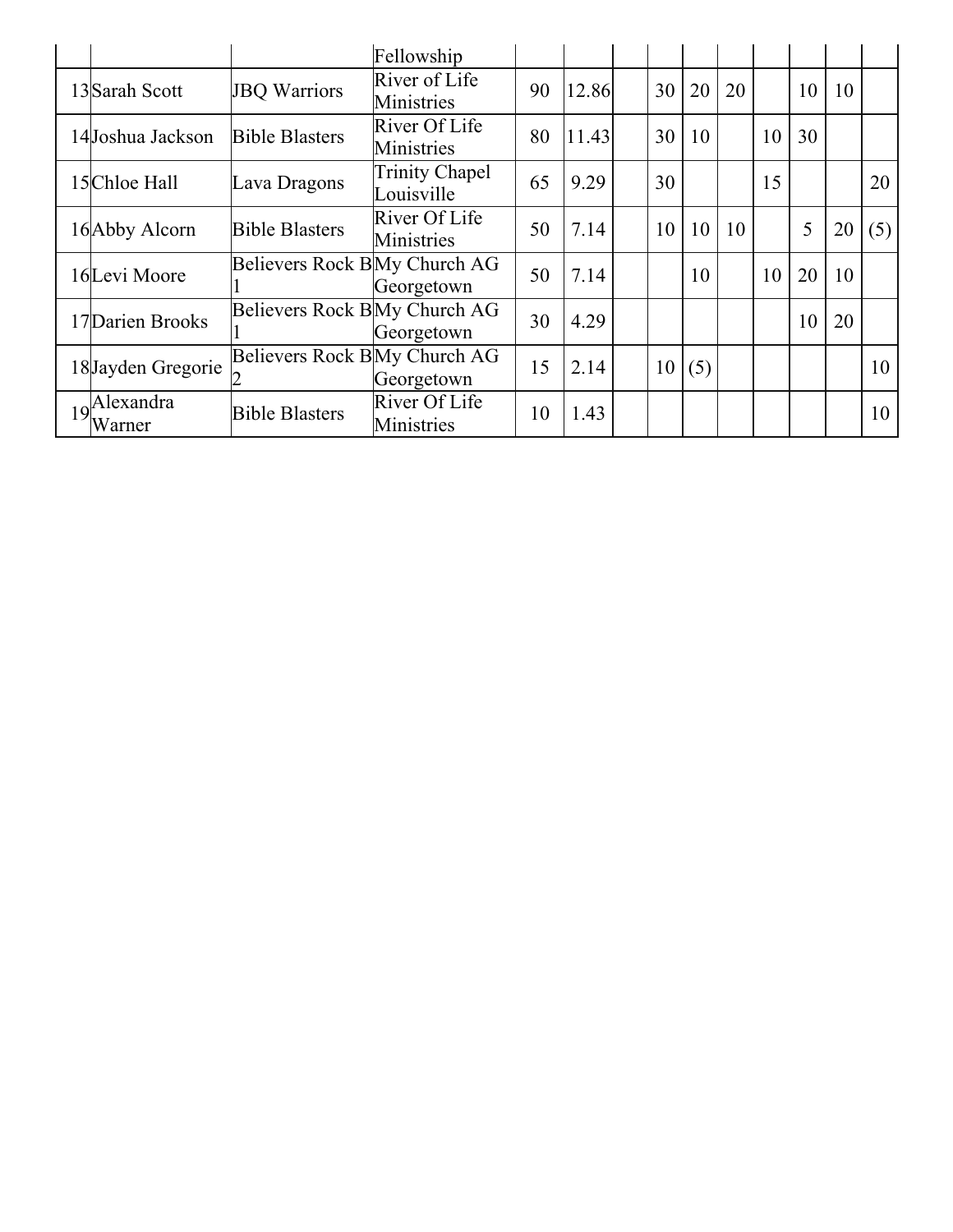| | | | | | | | | | | | | | |
|---|---|---|---|---|---|---|---|---|---|---|---|---|---|
| | | | Fellowship | | | | | | | | | | |
| 13 | Sarah Scott | JBQ Warriors | River of Life Ministries | 90 | 12.86 | | 30 | 20 | 20 | | 10 | 10 | |
| 14 | Joshua Jackson | Bible Blasters | River Of Life Ministries | 80 | 11.43 | | 30 | 10 | | 10 | 30 | | |
| 15 | Chloe Hall | Lava Dragons | Trinity Chapel Louisville | 65 | 9.29 | | 30 | | | 15 | | | 20 |
| 16 | Abby Alcorn | Bible Blasters | River Of Life Ministries | 50 | 7.14 | | 10 | 10 | 10 | | 5 | 20 | (5) |
| 16 | Levi Moore | Believers Rock B 1 | My Church AG Georgetown | 50 | 7.14 | | | 10 | | 10 | 20 | 10 | |
| 17 | Darien Brooks | Believers Rock B 1 | My Church AG Georgetown | 30 | 4.29 | | | | | | 10 | 20 | |
| 18 | Jayden Gregorie | Believers Rock B 2 | My Church AG Georgetown | 15 | 2.14 | | 10 | (5) | | | | | 10 |
| 19 | Alexandra Warner | Bible Blasters | River Of Life Ministries | 10 | 1.43 | | | | | | | | 10 |